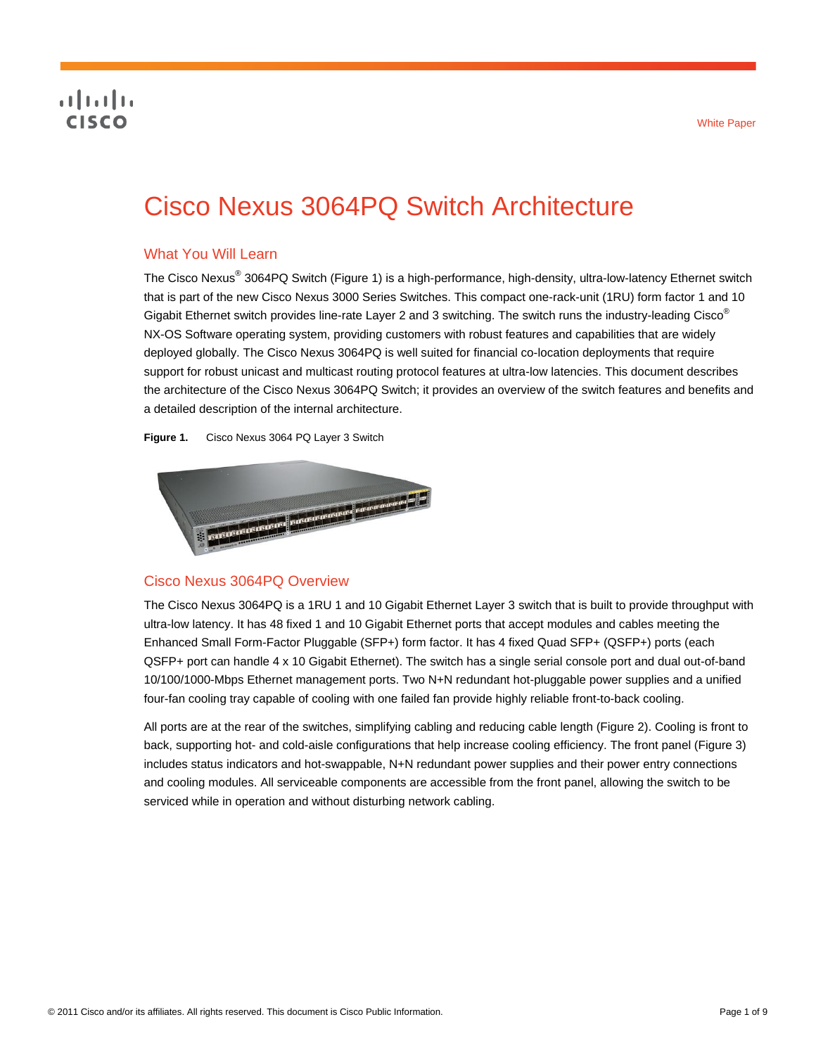White Paper

# Cisco Nexus 3064PQ Switch Architecture

## What You Will Learn

The Cisco Nexus® 3064PQ Switch (Figure 1) is a high-performance, high-density, ultra-low-latency Ethernet switch that is part of the new Cisco Nexus 3000 Series Switches. This compact one-rack-unit (1RU) form factor 1 and 10 Gigabit Ethernet switch provides line-rate Layer 2 and 3 switching. The switch runs the industry-leading Cisco® NX-OS Software operating system, providing customers with robust features and capabilities that are widely deployed globally. The Cisco Nexus 3064PQ is well suited for financial co-location deployments that require support for robust unicast and multicast routing protocol features at ultra-low latencies. This document describes the architecture of the Cisco Nexus 3064PQ Switch; it provides an overview of the switch features and benefits and a detailed description of the internal architecture.

**Figure 1.** Cisco Nexus 3064 PQ Layer 3 Switch

## Cisco Nexus 3064PQ Overview

The Cisco Nexus 3064PQ is a 1RU 1 and 10 Gigabit Ethernet Layer 3 switch that is built to provide throughput with ultra-low latency. It has 48 fixed 1 and 10 Gigabit Ethernet ports that accept modules and cables meeting the Enhanced Small Form-Factor Pluggable (SFP+) form factor. It has 4 fixed Quad SFP+ (QSFP+) ports (each QSFP+ port can handle 4 x 10 Gigabit Ethernet). The switch has a single serial console port and dual out-of-band 10/100/1000-Mbps Ethernet management ports. Two N+N redundant hot-pluggable power supplies and a unified four-fan cooling tray capable of cooling with one failed fan provide highly reliable front-to-back cooling.

All ports are at the rear of the switches, simplifying cabling and reducing cable length (Figure 2). Cooling is front to back, supporting hot- and cold-aisle configurations that help increase cooling efficiency. The front panel (Figure 3) includes status indicators and hot-swappable, N+N redundant power supplies and their power entry connections and cooling modules. All serviceable components are accessible from the front panel, allowing the switch to be serviced while in operation and without disturbing network cabling.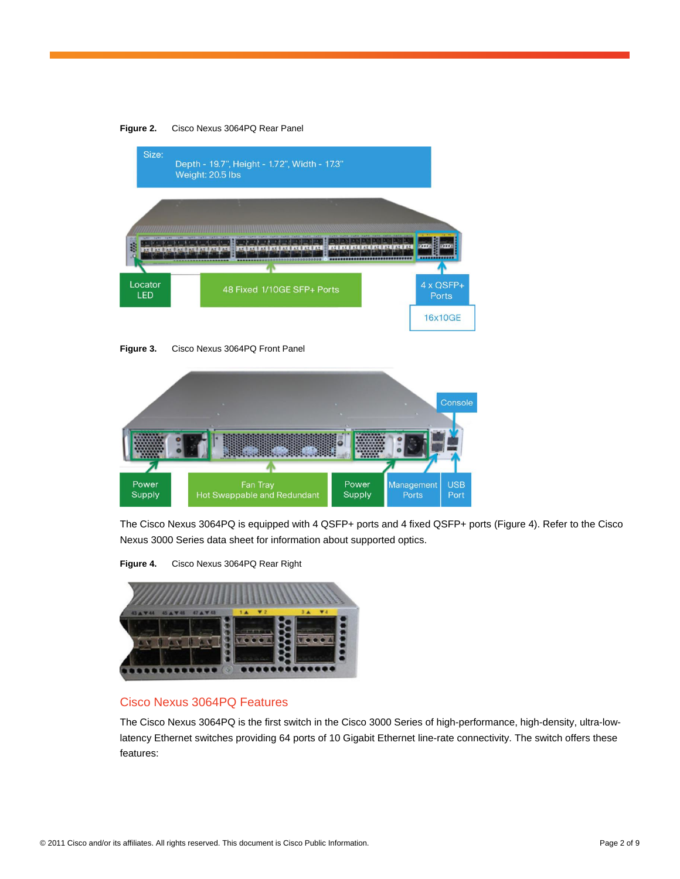**Figure 2.** Cisco Nexus 3064PQ Rear Panel

Size:
Depth - 19.7", Height - 1.72", Width - 17.3"
Weight: 20.5 lbs

Locator LED

48 Fixed 1/10GE SFP+ Ports

4 x QSFP+ Ports

16x10GE

**Figure 3.** Cisco Nexus 3064PQ Front Panel

Console

Power Supply

Fan Tray Hot Swappable and Redundant

Power Supply

Management Ports

USB Port

The Cisco Nexus 3064PQ is equipped with 4 QSFP+ ports and 4 fixed QSFP+ ports (Figure 4). Refer to the Cisco Nexus 3000 Series data sheet for information about supported optics.

**Figure 4.** Cisco Nexus 3064PQ Rear Right

## Cisco Nexus 3064PQ Features

The Cisco Nexus 3064PQ is the first switch in the Cisco 3000 Series of high-performance, high-density, ultra-low-latency Ethernet switches providing 64 ports of 10 Gigabit Ethernet line-rate connectivity. The switch offers these features: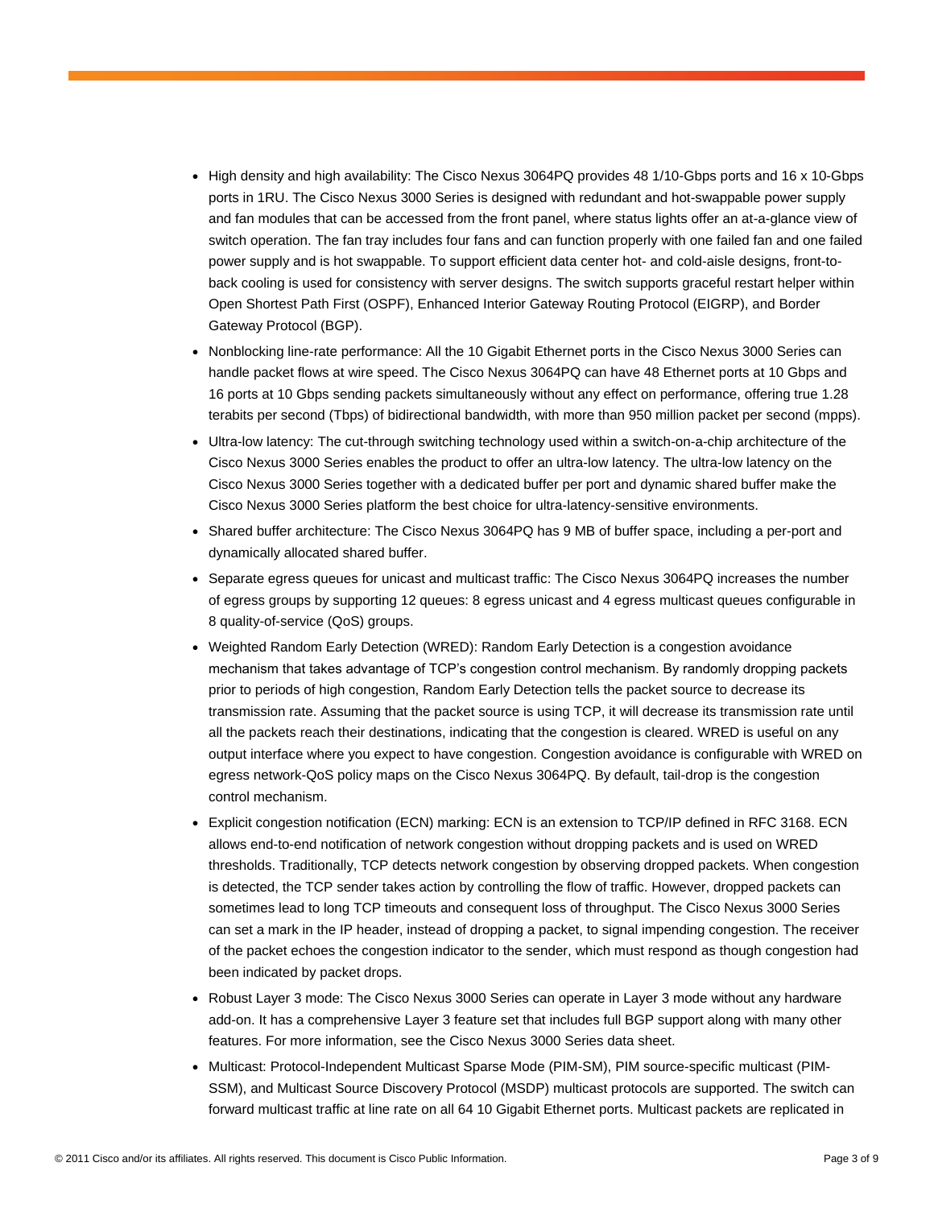- High density and high availability: The Cisco Nexus 3064PQ provides 48 1/10-Gbps ports and 16 x 10-Gbps ports in 1RU. The Cisco Nexus 3000 Series is designed with redundant and hot-swappable power supply and fan modules that can be accessed from the front panel, where status lights offer an at-a-glance view of switch operation. The fan tray includes four fans and can function properly with one failed fan and one failed power supply and is hot swappable. To support efficient data center hot- and cold-aisle designs, front-to-back cooling is used for consistency with server designs. The switch supports graceful restart helper within Open Shortest Path First (OSPF), Enhanced Interior Gateway Routing Protocol (EIGRP), and Border Gateway Protocol (BGP).
- Nonblocking line-rate performance: All the 10 Gigabit Ethernet ports in the Cisco Nexus 3000 Series can handle packet flows at wire speed. The Cisco Nexus 3064PQ can have 48 Ethernet ports at 10 Gbps and 16 ports at 10 Gbps sending packets simultaneously without any effect on performance, offering true 1.28 terabits per second (Tbps) of bidirectional bandwidth, with more than 950 million packet per second (mpps).
- Ultra-low latency: The cut-through switching technology used within a switch-on-a-chip architecture of the Cisco Nexus 3000 Series enables the product to offer an ultra-low latency. The ultra-low latency on the Cisco Nexus 3000 Series together with a dedicated buffer per port and dynamic shared buffer make the Cisco Nexus 3000 Series platform the best choice for ultra-latency-sensitive environments.
- Shared buffer architecture: The Cisco Nexus 3064PQ has 9 MB of buffer space, including a per-port and dynamically allocated shared buffer.
- Separate egress queues for unicast and multicast traffic: The Cisco Nexus 3064PQ increases the number of egress groups by supporting 12 queues: 8 egress unicast and 4 egress multicast queues configurable in 8 quality-of-service (QoS) groups.
- Weighted Random Early Detection (WRED): Random Early Detection is a congestion avoidance mechanism that takes advantage of TCP's congestion control mechanism. By randomly dropping packets prior to periods of high congestion, Random Early Detection tells the packet source to decrease its transmission rate. Assuming that the packet source is using TCP, it will decrease its transmission rate until all the packets reach their destinations, indicating that the congestion is cleared. WRED is useful on any output interface where you expect to have congestion. Congestion avoidance is configurable with WRED on egress network-QoS policy maps on the Cisco Nexus 3064PQ. By default, tail-drop is the congestion control mechanism.
- Explicit congestion notification (ECN) marking: ECN is an extension to TCP/IP defined in RFC 3168. ECN allows end-to-end notification of network congestion without dropping packets and is used on WRED thresholds. Traditionally, TCP detects network congestion by observing dropped packets. When congestion is detected, the TCP sender takes action by controlling the flow of traffic. However, dropped packets can sometimes lead to long TCP timeouts and consequent loss of throughput. The Cisco Nexus 3000 Series can set a mark in the IP header, instead of dropping a packet, to signal impending congestion. The receiver of the packet echoes the congestion indicator to the sender, which must respond as though congestion had been indicated by packet drops.
- Robust Layer 3 mode: The Cisco Nexus 3000 Series can operate in Layer 3 mode without any hardware add-on. It has a comprehensive Layer 3 feature set that includes full BGP support along with many other features. For more information, see the Cisco Nexus 3000 Series data sheet.
- Multicast: Protocol-Independent Multicast Sparse Mode (PIM-SM), PIM source-specific multicast (PIM-SSM), and Multicast Source Discovery Protocol (MSDP) multicast protocols are supported. The switch can forward multicast traffic at line rate on all 64 10 Gigabit Ethernet ports. Multicast packets are replicated in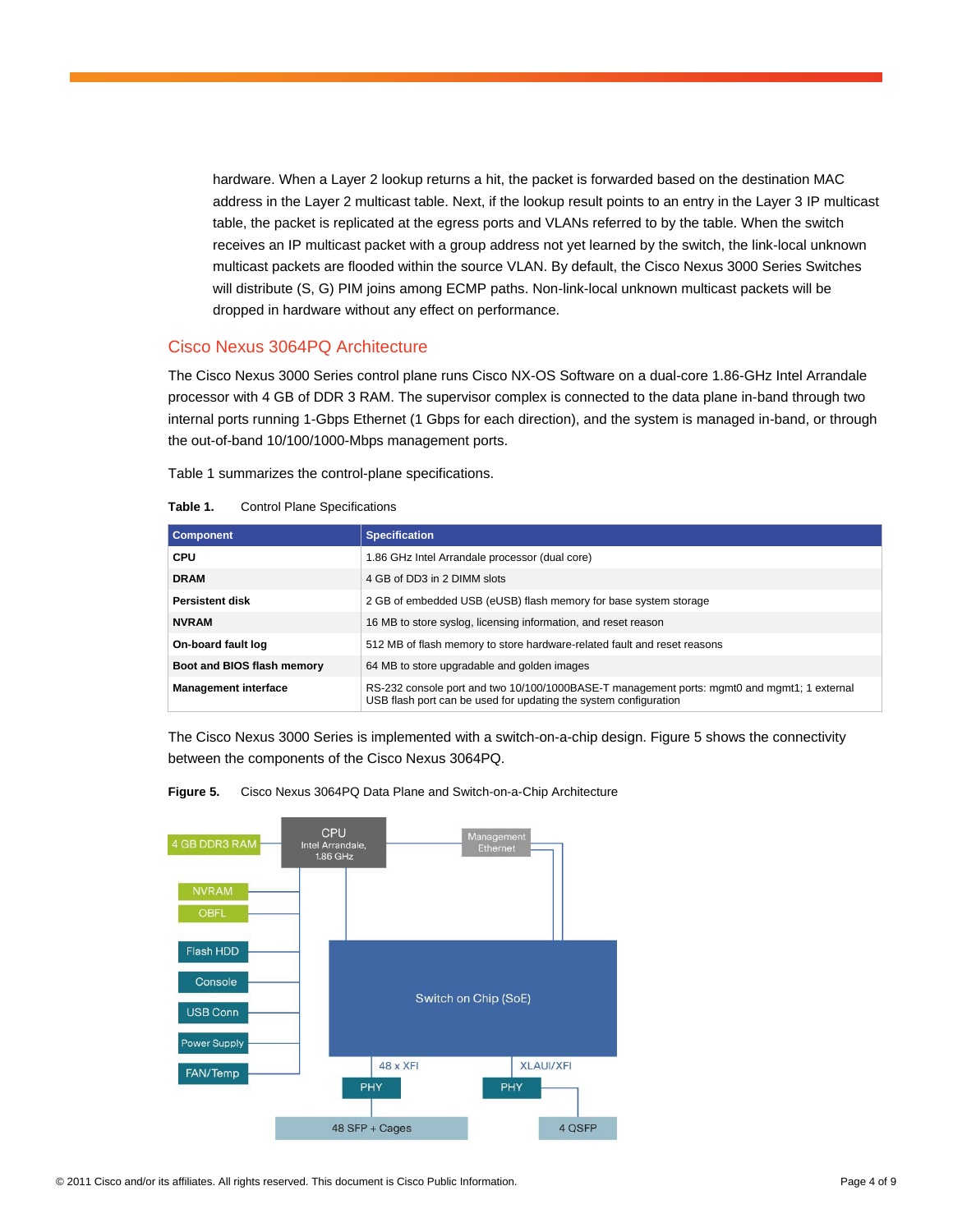hardware. When a Layer 2 lookup returns a hit, the packet is forwarded based on the destination MAC address in the Layer 2 multicast table. Next, if the lookup result points to an entry in the Layer 3 IP multicast table, the packet is replicated at the egress ports and VLANs referred to by the table. When the switch receives an IP multicast packet with a group address not yet learned by the switch, the link-local unknown multicast packets are flooded within the source VLAN. By default, the Cisco Nexus 3000 Series Switches will distribute (S, G) PIM joins among ECMP paths. Non-link-local unknown multicast packets will be dropped in hardware without any effect on performance.

## Cisco Nexus 3064PQ Architecture

The Cisco Nexus 3000 Series control plane runs Cisco NX-OS Software on a dual-core 1.86-GHz Intel Arrandale processor with 4 GB of DDR 3 RAM. The supervisor complex is connected to the data plane in-band through two internal ports running 1-Gbps Ethernet (1 Gbps for each direction), and the system is managed in-band, or through the out-of-band 10/100/1000-Mbps management ports.

Table 1 summarizes the control-plane specifications.

**Table 1.** Control Plane Specifications

| Component | Specification |
| --- | --- |
| **CPU** | 1.86 GHz Intel Arrandale processor (dual core) |
| **DRAM** | 4 GB of DD3 in 2 DIMM slots |
| **Persistent disk** | 2 GB of embedded USB (eUSB) flash memory for base system storage |
| **NVRAM** | 16 MB to store syslog, licensing information, and reset reason |
| **On-board fault log** | 512 MB of flash memory to store hardware-related fault and reset reasons |
| **Boot and BIOS flash memory** | 64 MB to store upgradable and golden images |
| **Management interface** | RS-232 console port and two 10/100/1000BASE-T management ports: mgmt0 and mgmt1; 1 external USB flash port can be used for updating the system configuration |

The Cisco Nexus 3000 Series is implemented with a switch-on-a-chip design. Figure 5 shows the connectivity between the components of the Cisco Nexus 3064PQ.

**Figure 5.** Cisco Nexus 3064PQ Data Plane and Switch-on-a-Chip Architecture

4 GB DDR3 RAM | CPU Intel Arrandale, 1.86 GHz | Management Ethernet | NVRAM | OBFL | Flash HDD | Console | USB Conn | Power Supply | FAN/Temp | Switch on Chip (SoE) | 48 x XFI | XLAUI/XFI | PHY | PHY | 48 SFP + Cages | 4 QSFP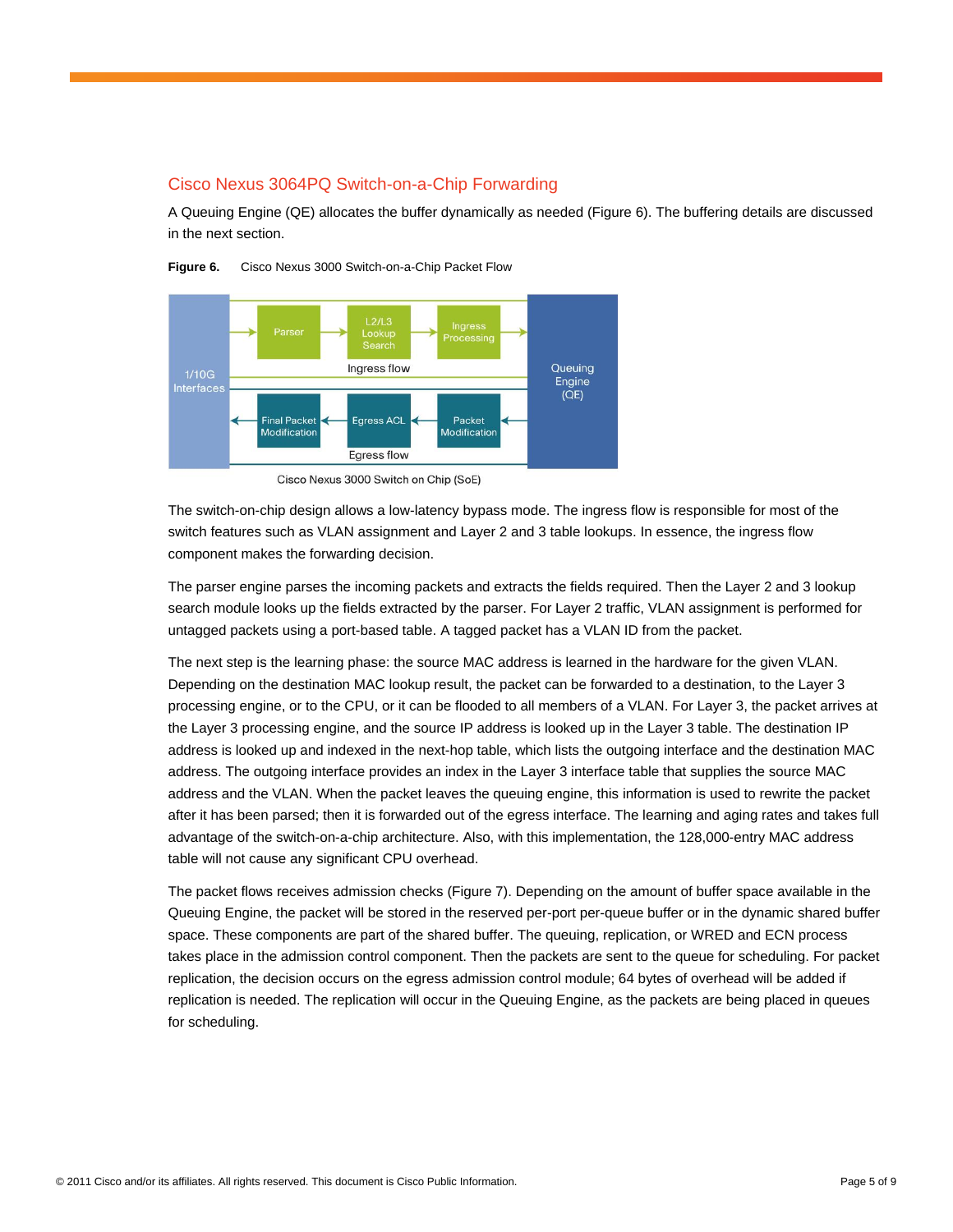## Cisco Nexus 3064PQ Switch-on-a-Chip Forwarding

A Queuing Engine (QE) allocates the buffer dynamically as needed (Figure 6). The buffering details are discussed in the next section.

**Figure 6.** Cisco Nexus 3000 Switch-on-a-Chip Packet Flow

The switch-on-chip design allows a low-latency bypass mode. The ingress flow is responsible for most of the switch features such as VLAN assignment and Layer 2 and 3 table lookups. In essence, the ingress flow component makes the forwarding decision.

The parser engine parses the incoming packets and extracts the fields required. Then the Layer 2 and 3 lookup search module looks up the fields extracted by the parser. For Layer 2 traffic, VLAN assignment is performed for untagged packets using a port-based table. A tagged packet has a VLAN ID from the packet.

The next step is the learning phase: the source MAC address is learned in the hardware for the given VLAN. Depending on the destination MAC lookup result, the packet can be forwarded to a destination, to the Layer 3 processing engine, or to the CPU, or it can be flooded to all members of a VLAN. For Layer 3, the packet arrives at the Layer 3 processing engine, and the source IP address is looked up in the Layer 3 table. The destination IP address is looked up and indexed in the next-hop table, which lists the outgoing interface and the destination MAC address. The outgoing interface provides an index in the Layer 3 interface table that supplies the source MAC address and the VLAN. When the packet leaves the queuing engine, this information is used to rewrite the packet after it has been parsed; then it is forwarded out of the egress interface. The learning and aging rates and takes full advantage of the switch-on-a-chip architecture. Also, with this implementation, the 128,000-entry MAC address table will not cause any significant CPU overhead.

The packet flows receives admission checks (Figure 7). Depending on the amount of buffer space available in the Queuing Engine, the packet will be stored in the reserved per-port per-queue buffer or in the dynamic shared buffer space. These components are part of the shared buffer. The queuing, replication, or WRED and ECN process takes place in the admission control component. Then the packets are sent to the queue for scheduling. For packet replication, the decision occurs on the egress admission control module; 64 bytes of overhead will be added if replication is needed. The replication will occur in the Queuing Engine, as the packets are being placed in queues for scheduling.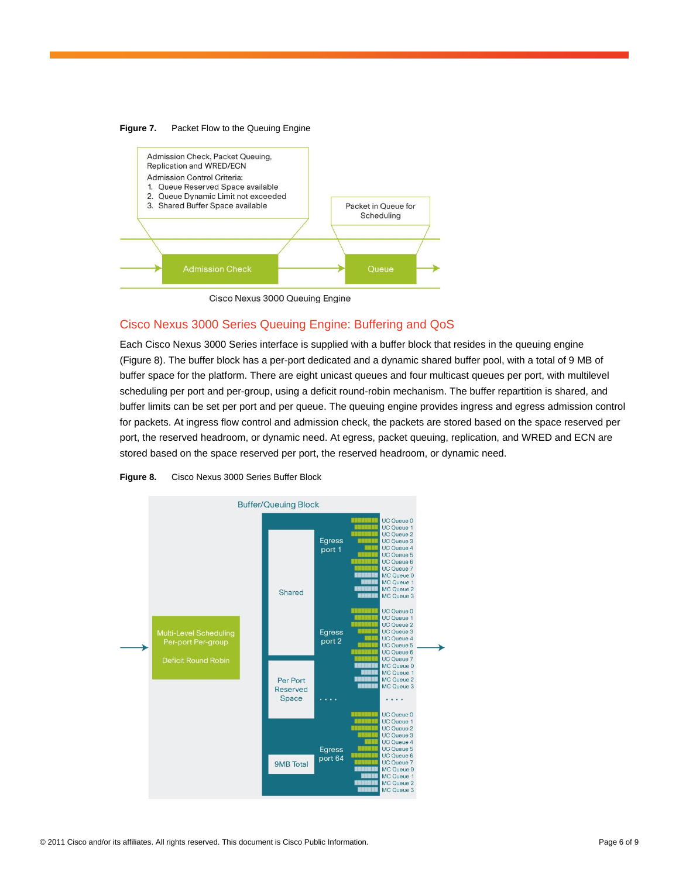**Figure 7.** Packet Flow to the Queuing Engine

Admission Check, Packet Queuing, Replication and WRED/ECN

Admission Control Criteria:
1. Queue Reserved Space available
2. Queue Dynamic Limit not exceeded
3. Shared Buffer Space available

Packet in Queue for Scheduling

Admission Check

Queue

Cisco Nexus 3000 Queuing Engine

## Cisco Nexus 3000 Series Queuing Engine: Buffering and QoS

Each Cisco Nexus 3000 Series interface is supplied with a buffer block that resides in the queuing engine (Figure 8). The buffer block has a per-port dedicated and a dynamic shared buffer pool, with a total of 9 MB of buffer space for the platform. There are eight unicast queues and four multicast queues per port, with multilevel scheduling per port and per-group, using a deficit round-robin mechanism. The buffer repartition is shared, and buffer limits can be set per port and per queue. The queuing engine provides ingress and egress admission control for packets. At ingress flow control and admission check, the packets are stored based on the space reserved per port, the reserved headroom, or dynamic need. At egress, packet queuing, replication, and WRED and ECN are stored based on the space reserved per port, the reserved headroom, or dynamic need.

**Figure 8.** Cisco Nexus 3000 Series Buffer Block

Buffer/Queuing Block

Multi-Level Scheduling Per-port Per-group

Deficit Round Robin

Shared

Per Port Reserved Space

9MB Total

Egress port 1: UC Queue 0, UC Queue 1, UC Queue 2, UC Queue 3, UC Queue 4, UC Queue 5, UC Queue 6, UC Queue 7, MC Queue 0, MC Queue 1, MC Queue 2, MC Queue 3

Egress port 2: UC Queue 0, UC Queue 1, UC Queue 2, UC Queue 3, UC Queue 4, UC Queue 5, UC Queue 6, UC Queue 7, MC Queue 0, MC Queue 1, MC Queue 2, MC Queue 3

. . . .

Egress port 64: UC Queue 0, UC Queue 1, UC Queue 2, UC Queue 3, UC Queue 4, UC Queue 5, UC Queue 6, UC Queue 7, MC Queue 0, MC Queue 1, MC Queue 2, MC Queue 3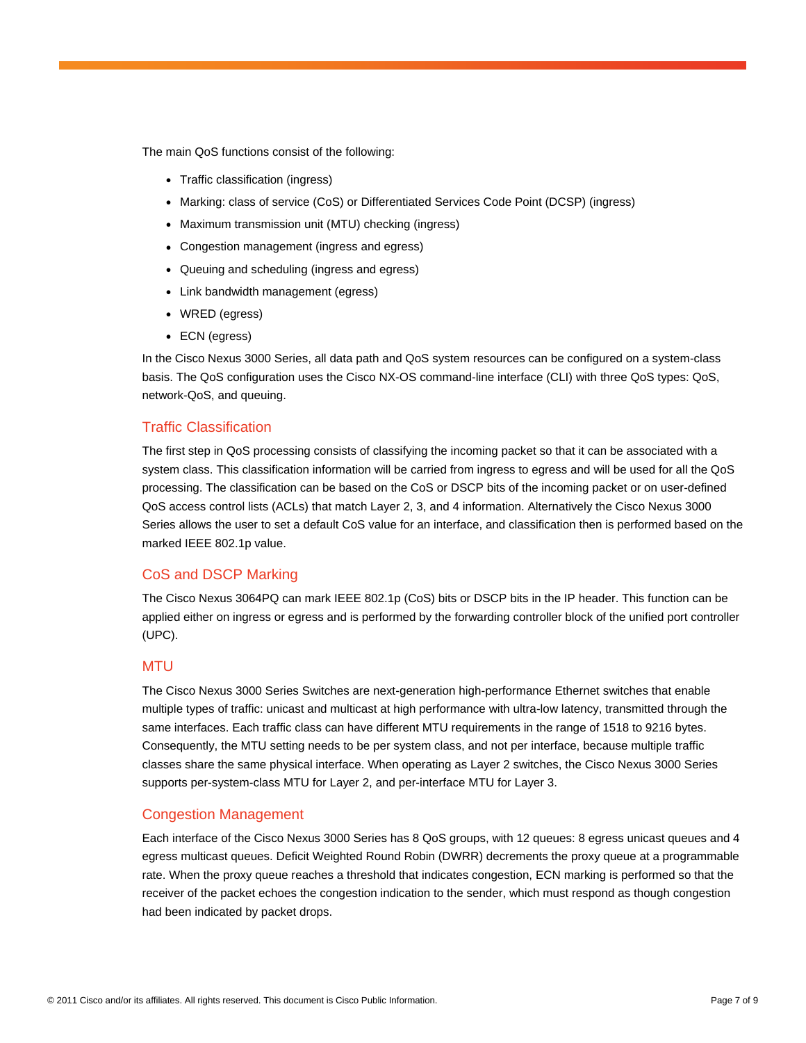The main QoS functions consist of the following:

- Traffic classification (ingress)
- Marking: class of service (CoS) or Differentiated Services Code Point (DCSP) (ingress)
- Maximum transmission unit (MTU) checking (ingress)
- Congestion management (ingress and egress)
- Queuing and scheduling (ingress and egress)
- Link bandwidth management (egress)
- WRED (egress)
- ECN (egress)

In the Cisco Nexus 3000 Series, all data path and QoS system resources can be configured on a system-class basis. The QoS configuration uses the Cisco NX-OS command-line interface (CLI) with three QoS types: QoS, network-QoS, and queuing.

## Traffic Classification

The first step in QoS processing consists of classifying the incoming packet so that it can be associated with a system class. This classification information will be carried from ingress to egress and will be used for all the QoS processing. The classification can be based on the CoS or DSCP bits of the incoming packet or on user-defined QoS access control lists (ACLs) that match Layer 2, 3, and 4 information. Alternatively the Cisco Nexus 3000 Series allows the user to set a default CoS value for an interface, and classification then is performed based on the marked IEEE 802.1p value.

## CoS and DSCP Marking

The Cisco Nexus 3064PQ can mark IEEE 802.1p (CoS) bits or DSCP bits in the IP header. This function can be applied either on ingress or egress and is performed by the forwarding controller block of the unified port controller (UPC).

## MTU

The Cisco Nexus 3000 Series Switches are next-generation high-performance Ethernet switches that enable multiple types of traffic: unicast and multicast at high performance with ultra-low latency, transmitted through the same interfaces. Each traffic class can have different MTU requirements in the range of 1518 to 9216 bytes. Consequently, the MTU setting needs to be per system class, and not per interface, because multiple traffic classes share the same physical interface. When operating as Layer 2 switches, the Cisco Nexus 3000 Series supports per-system-class MTU for Layer 2, and per-interface MTU for Layer 3.

## Congestion Management

Each interface of the Cisco Nexus 3000 Series has 8 QoS groups, with 12 queues: 8 egress unicast queues and 4 egress multicast queues. Deficit Weighted Round Robin (DWRR) decrements the proxy queue at a programmable rate. When the proxy queue reaches a threshold that indicates congestion, ECN marking is performed so that the receiver of the packet echoes the congestion indication to the sender, which must respond as though congestion had been indicated by packet drops.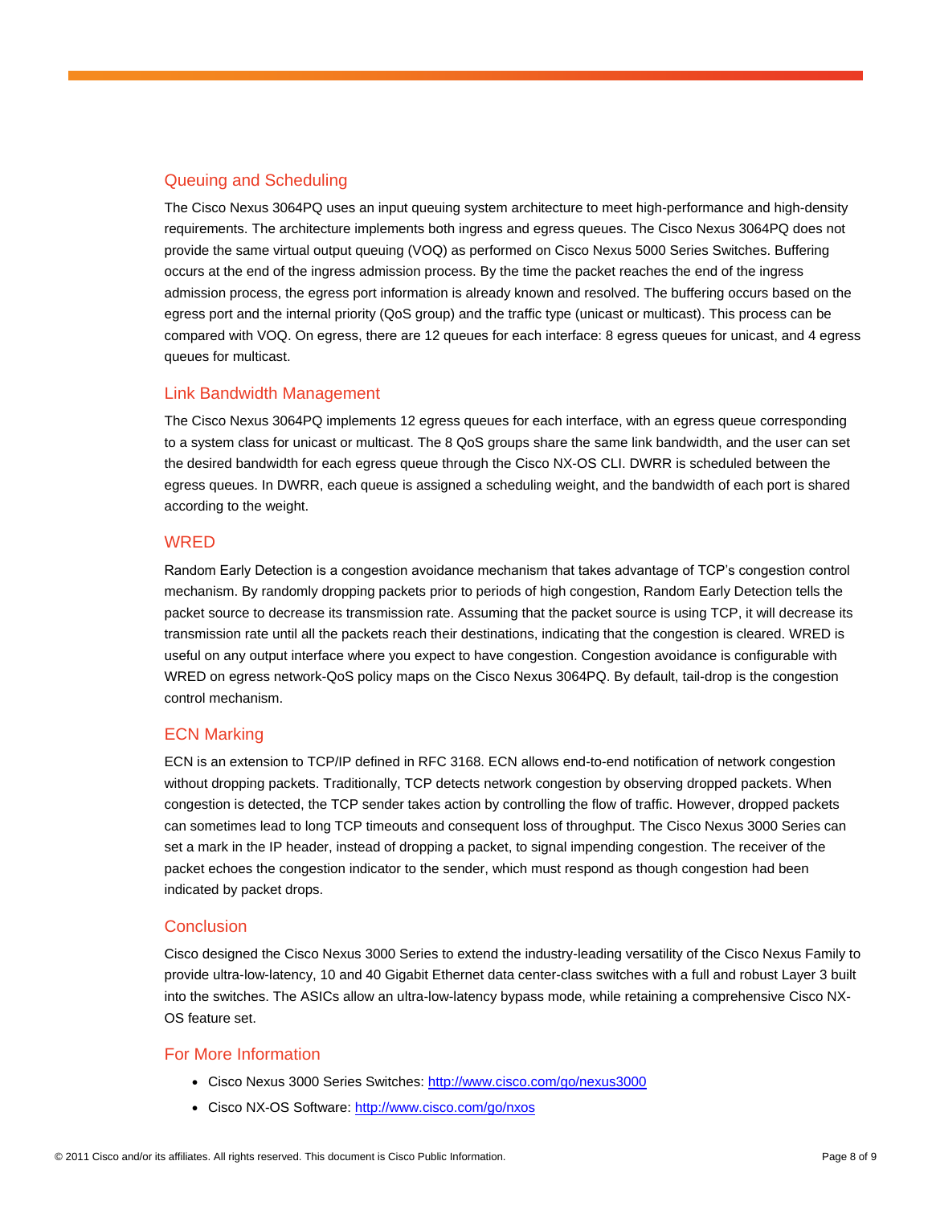## Queuing and Scheduling

The Cisco Nexus 3064PQ uses an input queuing system architecture to meet high-performance and high-density requirements. The architecture implements both ingress and egress queues. The Cisco Nexus 3064PQ does not provide the same virtual output queuing (VOQ) as performed on Cisco Nexus 5000 Series Switches. Buffering occurs at the end of the ingress admission process. By the time the packet reaches the end of the ingress admission process, the egress port information is already known and resolved. The buffering occurs based on the egress port and the internal priority (QoS group) and the traffic type (unicast or multicast). This process can be compared with VOQ. On egress, there are 12 queues for each interface: 8 egress queues for unicast, and 4 egress queues for multicast.

## Link Bandwidth Management

The Cisco Nexus 3064PQ implements 12 egress queues for each interface, with an egress queue corresponding to a system class for unicast or multicast. The 8 QoS groups share the same link bandwidth, and the user can set the desired bandwidth for each egress queue through the Cisco NX-OS CLI. DWRR is scheduled between the egress queues. In DWRR, each queue is assigned a scheduling weight, and the bandwidth of each port is shared according to the weight.

## WRED

Random Early Detection is a congestion avoidance mechanism that takes advantage of TCP's congestion control mechanism. By randomly dropping packets prior to periods of high congestion, Random Early Detection tells the packet source to decrease its transmission rate. Assuming that the packet source is using TCP, it will decrease its transmission rate until all the packets reach their destinations, indicating that the congestion is cleared. WRED is useful on any output interface where you expect to have congestion. Congestion avoidance is configurable with WRED on egress network-QoS policy maps on the Cisco Nexus 3064PQ. By default, tail-drop is the congestion control mechanism.

## ECN Marking

ECN is an extension to TCP/IP defined in RFC 3168. ECN allows end-to-end notification of network congestion without dropping packets. Traditionally, TCP detects network congestion by observing dropped packets. When congestion is detected, the TCP sender takes action by controlling the flow of traffic. However, dropped packets can sometimes lead to long TCP timeouts and consequent loss of throughput. The Cisco Nexus 3000 Series can set a mark in the IP header, instead of dropping a packet, to signal impending congestion. The receiver of the packet echoes the congestion indicator to the sender, which must respond as though congestion had been indicated by packet drops.

## Conclusion

Cisco designed the Cisco Nexus 3000 Series to extend the industry-leading versatility of the Cisco Nexus Family to provide ultra-low-latency, 10 and 40 Gigabit Ethernet data center-class switches with a full and robust Layer 3 built into the switches. The ASICs allow an ultra-low-latency bypass mode, while retaining a comprehensive Cisco NX-OS feature set.

## For More Information

- Cisco Nexus 3000 Series Switches: [http://www.cisco.com/go/nexus3000](http://www.cisco.com/go/nexus3000)
- Cisco NX-OS Software: [http://www.cisco.com/go/nxos](http://www.cisco.com/go/nxos)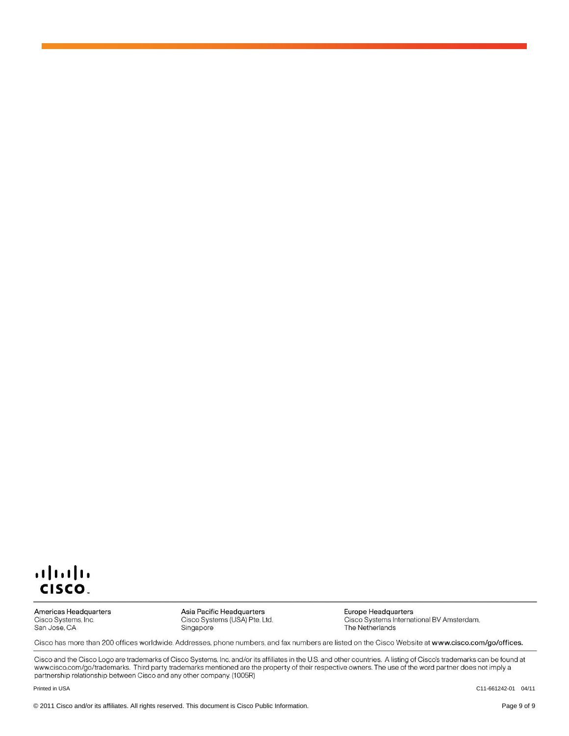Americas Headquarters
Cisco Systems, Inc.
San Jose, CA

Asia Pacific Headquarters
Cisco Systems (USA) Pte. Ltd.
Singapore

Europe Headquarters
Cisco Systems International BV Amsterdam,
The Netherlands

Cisco has more than 200 offices worldwide. Addresses, phone numbers, and fax numbers are listed on the Cisco Website at **www.cisco.com/go/offices.**

Cisco and the Cisco Logo are trademarks of Cisco Systems, Inc. and/or its affiliates in the U.S. and other countries. A listing of Cisco's trademarks can be found at www.cisco.com/go/trademarks. Third party trademarks mentioned are the property of their respective owners. The use of the word partner does not imply a partnership relationship between Cisco and any other company. (1005R)

Printed in USA

C11-661242-01 04/11

© 2011 Cisco and/or its affiliates. All rights reserved. This document is Cisco Public Information.